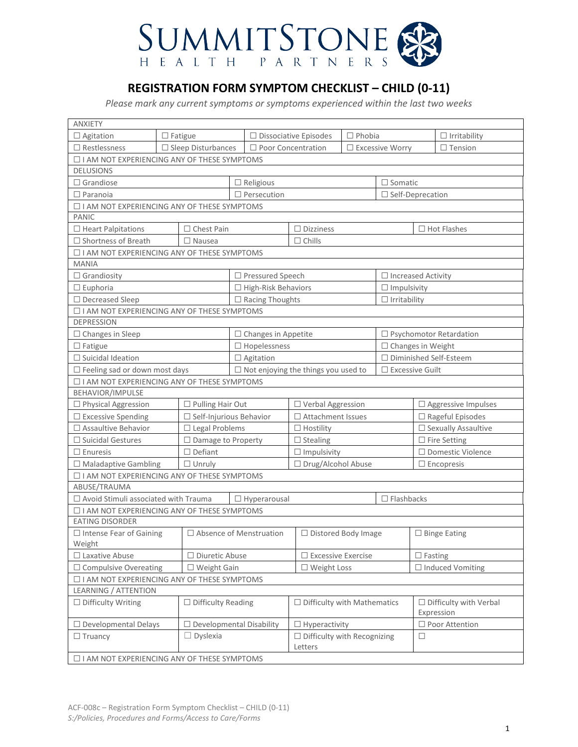# SUMMITSTONE HEALTH PARTNERS

## REGISTRATION FORM SYMPTOM CHECKLIST – CHILD (0-11)

*Please mark any current symptoms or symptoms experienced within the last two weeks*

| ANXIETY | | | | |
|---|---|---|---|---|
| ☐ Agitation | ☐ Fatigue | ☐ Dissociative Episodes | ☐ Phobia | ☐ Irritability |
| ☐ Restlessness | ☐ Sleep Disturbances | ☐ Poor Concentration | ☐ Excessive Worry | ☐ Tension |
| ☐ I AM NOT EXPERIENCING ANY OF THESE SYMPTOMS | | | | |

| DELUSIONS | | |
|---|---|---|
| ☐ Grandiose | ☐ Religious | ☐ Somatic |
| ☐ Paranoia | ☐ Persecution | ☐ Self-Deprecation |
| ☐ I AM NOT EXPERIENCING ANY OF THESE SYMPTOMS | | |

| PANIC | | | |
|---|---|---|---|
| ☐ Heart Palpitations | ☐ Chest Pain | ☐ Dizziness | ☐ Hot Flashes |
| ☐ Shortness of Breath | ☐ Nausea | ☐ Chills | |
| ☐ I AM NOT EXPERIENCING ANY OF THESE SYMPTOMS | | | |

| MANIA | | |
|---|---|---|
| ☐ Grandiosity | ☐ Pressured Speech | ☐ Increased Activity |
| ☐ Euphoria | ☐ High-Risk Behaviors | ☐ Impulsivity |
| ☐ Decreased Sleep | ☐ Racing Thoughts | ☐ Irritability |
| ☐ I AM NOT EXPERIENCING ANY OF THESE SYMPTOMS | | |

| DEPRESSION | | |
|---|---|---|
| ☐ Changes in Sleep | ☐ Changes in Appetite | ☐ Psychomotor Retardation |
| ☐ Fatigue | ☐ Hopelessness | ☐ Changes in Weight |
| ☐ Suicidal Ideation | ☐ Agitation | ☐ Diminished Self-Esteem |
| ☐ Feeling sad or down most days | ☐ Not enjoying the things you used to | ☐ Excessive Guilt |
| ☐ I AM NOT EXPERIENCING ANY OF THESE SYMPTOMS | | |

| BEHAVIOR/IMPULSE | | | |
|---|---|---|---|
| ☐ Physical Aggression | ☐ Pulling Hair Out | ☐ Verbal Aggression | ☐ Aggressive Impulses |
| ☐ Excessive Spending | ☐ Self-Injurious Behavior | ☐ Attachment Issues | ☐ Rageful Episodes |
| ☐ Assaultive Behavior | ☐ Legal Problems | ☐ Hostility | ☐ Sexually Assaultive |
| ☐ Suicidal Gestures | ☐ Damage to Property | ☐ Stealing | ☐ Fire Setting |
| ☐ Enuresis | ☐ Defiant | ☐ Impulsivity | ☐ Domestic Violence |
| ☐ Maladaptive Gambling | ☐ Unruly | ☐ Drug/Alcohol Abuse | ☐ Encopresis |
| ☐ I AM NOT EXPERIENCING ANY OF THESE SYMPTOMS | | | |

| ABUSE/TRAUMA | | |
|---|---|---|
| ☐ Avoid Stimuli associated with Trauma | ☐ Hyperarousal | ☐ Flashbacks |
| ☐ I AM NOT EXPERIENCING ANY OF THESE SYMPTOMS | | |

| EATING DISORDER | | | |
|---|---|---|---|
| ☐ Intense Fear of Gaining Weight | ☐ Absence of Menstruation | ☐ Distored Body Image | ☐ Binge Eating |
| ☐ Laxative Abuse | ☐ Diuretic Abuse | ☐ Excessive Exercise | ☐ Fasting |
| ☐ Compulsive Overeating | ☐ Weight Gain | ☐ Weight Loss | ☐ Induced Vomiting |
| ☐ I AM NOT EXPERIENCING ANY OF THESE SYMPTOMS | | | |

| LEARNING / ATTENTION | | | |
|---|---|---|---|
| ☐ Difficulty Writing | ☐ Difficulty Reading | ☐ Difficulty with Mathematics | ☐ Difficulty with Verbal Expression |
| ☐ Developmental Delays | ☐ Developmental Disability | ☐ Hyperactivity | ☐ Poor Attention |
| ☐ Truancy | ☐ Dyslexia | ☐ Difficulty with Recognizing Letters | ☐ |
| ☐ I AM NOT EXPERIENCING ANY OF THESE SYMPTOMS | | | |

ACF-008c – Registration Form Symptom Checklist – CHILD (0-11)
*S:/Policies, Procedures and Forms/Access to Care/Forms*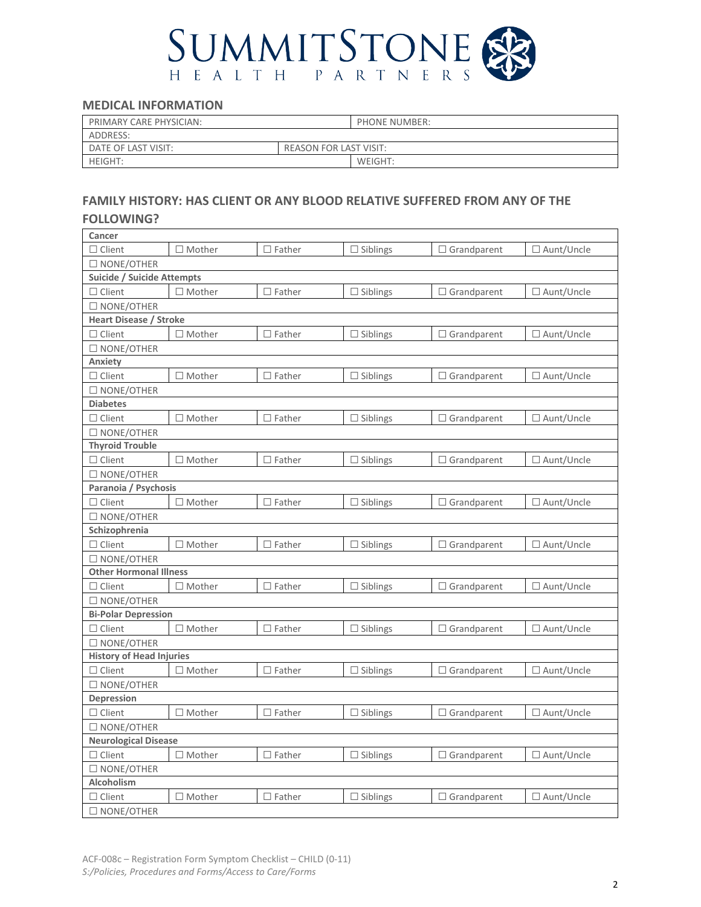## MEDICAL INFORMATION

| PRIMARY CARE PHYSICIAN: | PHONE NUMBER: |
|---|---|
| ADDRESS: | |
| DATE OF LAST VISIT: | REASON FOR LAST VISIT: |
| HEIGHT: | WEIGHT: |

## FAMILY HISTORY: HAS CLIENT OR ANY BLOOD RELATIVE SUFFERED FROM ANY OF THE FOLLOWING?

| **Cancer** | | | | | |
|---|---|---|---|---|---|
| ☐ Client | ☐ Mother | ☐ Father | ☐ Siblings | ☐ Grandparent | ☐ Aunt/Uncle |
| ☐ NONE/OTHER | | | | | |
| **Suicide / Suicide Attempts** | | | | | |
| ☐ Client | ☐ Mother | ☐ Father | ☐ Siblings | ☐ Grandparent | ☐ Aunt/Uncle |
| ☐ NONE/OTHER | | | | | |
| **Heart Disease / Stroke** | | | | | |
| ☐ Client | ☐ Mother | ☐ Father | ☐ Siblings | ☐ Grandparent | ☐ Aunt/Uncle |
| ☐ NONE/OTHER | | | | | |
| **Anxiety** | | | | | |
| ☐ Client | ☐ Mother | ☐ Father | ☐ Siblings | ☐ Grandparent | ☐ Aunt/Uncle |
| ☐ NONE/OTHER | | | | | |
| **Diabetes** | | | | | |
| ☐ Client | ☐ Mother | ☐ Father | ☐ Siblings | ☐ Grandparent | ☐ Aunt/Uncle |
| ☐ NONE/OTHER | | | | | |
| **Thyroid Trouble** | | | | | |
| ☐ Client | ☐ Mother | ☐ Father | ☐ Siblings | ☐ Grandparent | ☐ Aunt/Uncle |
| ☐ NONE/OTHER | | | | | |
| **Paranoia / Psychosis** | | | | | |
| ☐ Client | ☐ Mother | ☐ Father | ☐ Siblings | ☐ Grandparent | ☐ Aunt/Uncle |
| ☐ NONE/OTHER | | | | | |
| **Schizophrenia** | | | | | |
| ☐ Client | ☐ Mother | ☐ Father | ☐ Siblings | ☐ Grandparent | ☐ Aunt/Uncle |
| ☐ NONE/OTHER | | | | | |
| **Other Hormonal Illness** | | | | | |
| ☐ Client | ☐ Mother | ☐ Father | ☐ Siblings | ☐ Grandparent | ☐ Aunt/Uncle |
| ☐ NONE/OTHER | | | | | |
| **Bi-Polar Depression** | | | | | |
| ☐ Client | ☐ Mother | ☐ Father | ☐ Siblings | ☐ Grandparent | ☐ Aunt/Uncle |
| ☐ NONE/OTHER | | | | | |
| **History of Head Injuries** | | | | | |
| ☐ Client | ☐ Mother | ☐ Father | ☐ Siblings | ☐ Grandparent | ☐ Aunt/Uncle |
| ☐ NONE/OTHER | | | | | |
| **Depression** | | | | | |
| ☐ Client | ☐ Mother | ☐ Father | ☐ Siblings | ☐ Grandparent | ☐ Aunt/Uncle |
| ☐ NONE/OTHER | | | | | |
| **Neurological Disease** | | | | | |
| ☐ Client | ☐ Mother | ☐ Father | ☐ Siblings | ☐ Grandparent | ☐ Aunt/Uncle |
| ☐ NONE/OTHER | | | | | |
| **Alcoholism** | | | | | |
| ☐ Client | ☐ Mother | ☐ Father | ☐ Siblings | ☐ Grandparent | ☐ Aunt/Uncle |
| ☐ NONE/OTHER | | | | | |

ACF-008c – Registration Form Symptom Checklist – CHILD (0-11)
*S:/Policies, Procedures and Forms/Access to Care/Forms*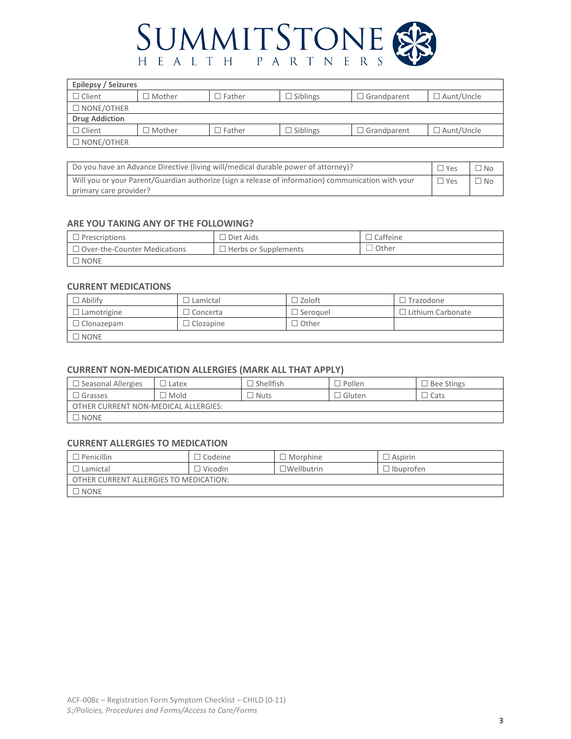| Epilepsy / Seizures | | | | | |
|---|---|---|---|---|---|
| ☐ Client | ☐ Mother | ☐ Father | ☐ Siblings | ☐ Grandparent | ☐ Aunt/Uncle |
| ☐ NONE/OTHER | | | | | |
| **Drug Addiction** | | | | | |
| ☐ Client | ☐ Mother | ☐ Father | ☐ Siblings | ☐ Grandparent | ☐ Aunt/Uncle |
| ☐ NONE/OTHER | | | | | |

| | | |
|---|---|---|
| Do you have an Advance Directive (living will/medical durable power of attorney)? | ☐ Yes | ☐ No |
| Will you or your Parent/Guardian authorize (sign a release of information) communication with your primary care provider? | ☐ Yes | ☐ No |

### ARE YOU TAKING ANY OF THE FOLLOWING?

| | | |
|---|---|---|
| ☐ Prescriptions | ☐ Diet Aids | ☐ Caffeine |
| ☐ Over-the-Counter Medications | ☐ Herbs or Supplements | ☐ Other |
| ☐ NONE | | |

### CURRENT MEDICATIONS

| | | | |
|---|---|---|---|
| ☐ Abilify | ☐ Lamictal | ☐ Zoloft | ☐ Trazodone |
| ☐ Lamotrigine | ☐ Concerta | ☐ Seroquel | ☐ Lithium Carbonate |
| ☐ Clonazepam | ☐ Clozapine | ☐ Other | |
| ☐ NONE | | | |

### CURRENT NON-MEDICATION ALLERGIES (MARK ALL THAT APPLY)

| | | | | |
|---|---|---|---|---|
| ☐ Seasonal Allergies | ☐ Latex | ☐ Shellfish | ☐ Pollen | ☐ Bee Stings |
| ☐ Grasses | ☐ Mold | ☐ Nuts | ☐ Gluten | ☐ Cats |
| OTHER CURRENT NON-MEDICAL ALLERGIES: | | | | |
| ☐ NONE | | | | |

### CURRENT ALLERGIES TO MEDICATION

| | | | |
|---|---|---|---|
| ☐ Penicillin | ☐ Codeine | ☐ Morphine | ☐ Aspirin |
| ☐ Lamictal | ☐ Vicodin | ☐Wellbutrin | ☐ Ibuprofen |
| OTHER CURRENT ALLERGIES TO MEDICATION: | | | |
| ☐ NONE | | | |